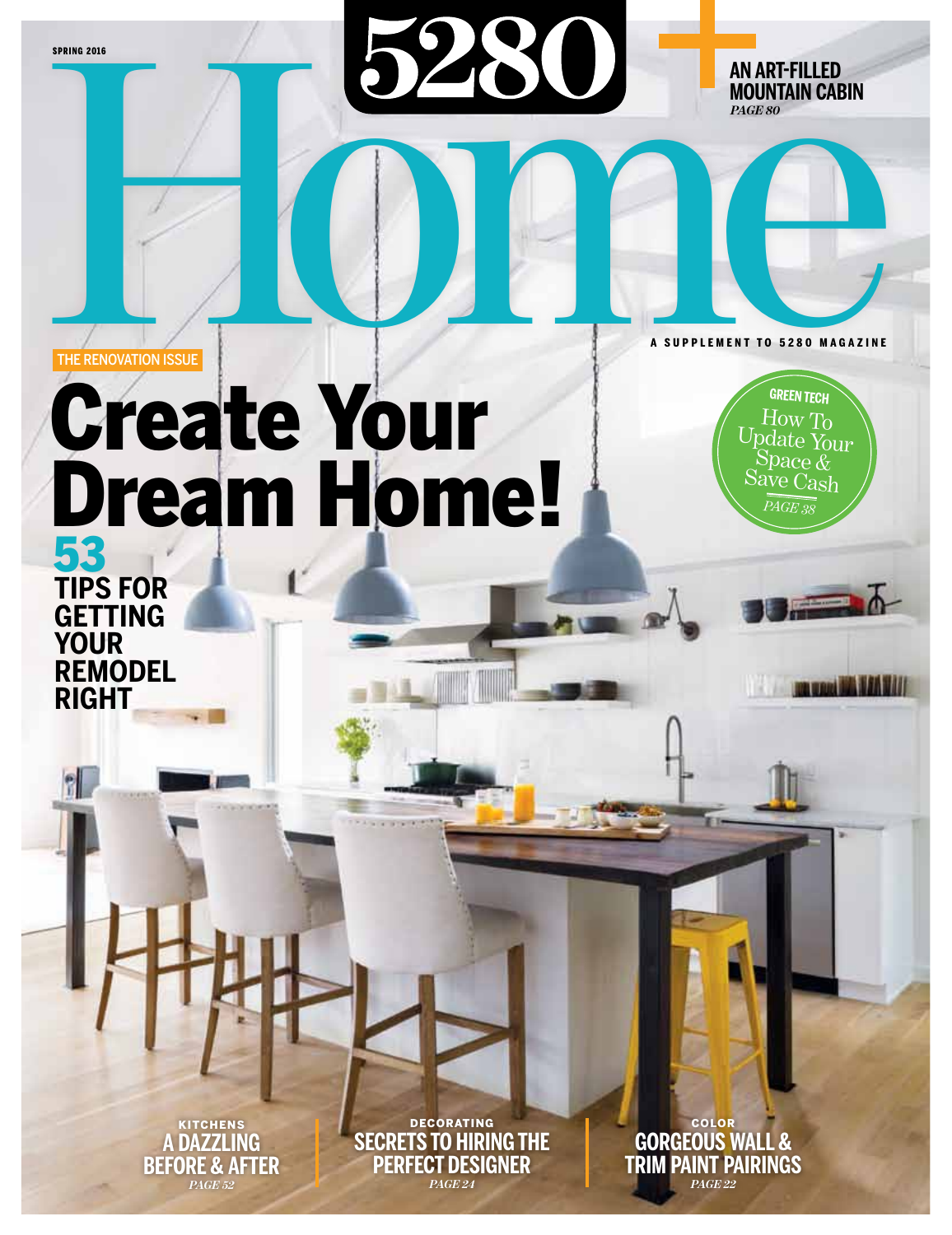SPRING 2016

# 5280 Home

A SUPPLEMENT TO 5280 MAGAZINE

**+ AN ART-FILLED MOUNTAIN CABIN** *PAGE 80*

THE RENOVATION ISSUE

## Create Your Dream Home!

**53 TIPS FOR GETTING YOUR REMODEL RIGHT**

**GREEN TECH** How To Update Your Space & Save Cash *PAGE 38*

**KITCHENS**
**A DAZZLING BEFORE & AFTER** *PAGE 52*

**DECORATING**
**SECRETS TO HIRING THE PERFECT DESIGNER** *PAGE 24*

**COLOR**
**GORGEOUS WALL & TRIM PAINT PAIRINGS** *PAGE 22*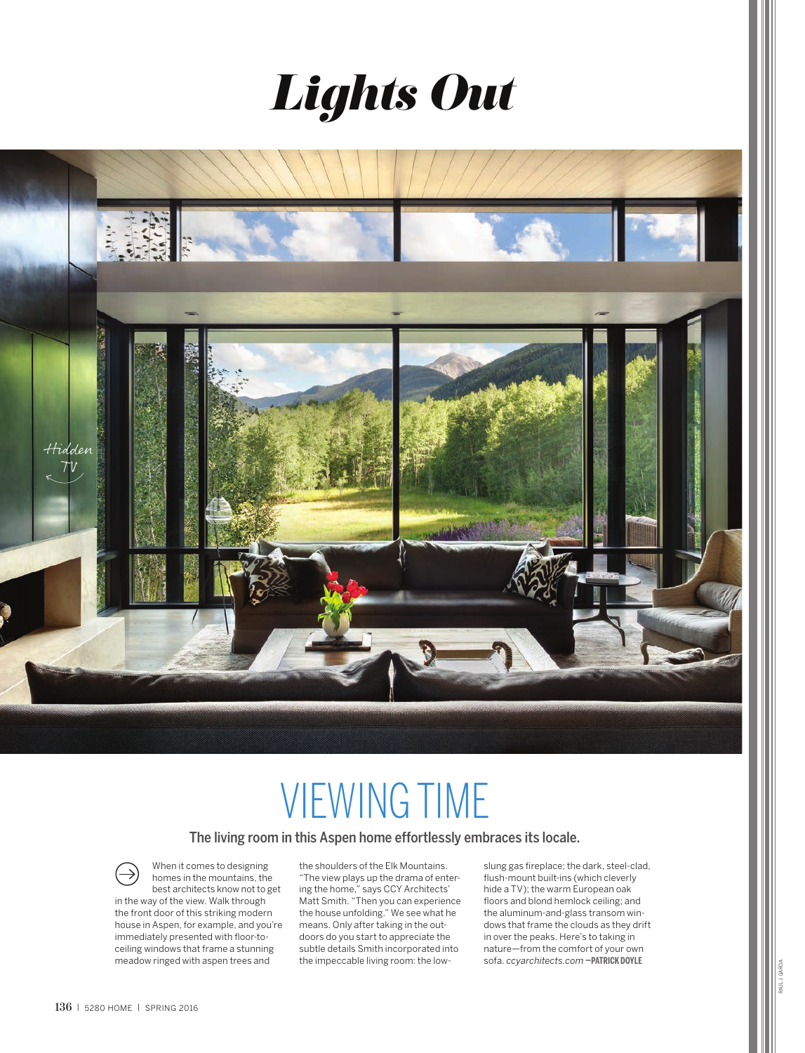# *Lights Out*

Hidden TV

# VIEWING TIME

### The living room in this Aspen home effortlessly embraces its locale.

When it comes to designing homes in the mountains, the best architects know not to get in the way of the view. Walk through the front door of this striking modern house in Aspen, for example, and you're immediately presented with floor-to-ceiling windows that frame a stunning meadow ringed with aspen trees and the shoulders of the Elk Mountains. "The view plays up the drama of entering the home," says CCY Architects' Matt Smith. "Then you can experience the house unfolding." We see what he means. Only after taking in the outdoors do you start to appreciate the subtle details Smith incorporated into the impeccable living room: the low-slung gas fireplace; the dark, steel-clad, flush-mount built-ins (which cleverly hide a TV); the warm European oak floors and blond hemlock ceiling; and the aluminum-and-glass transom windows that frame the clouds as they drift in over the peaks. Here's to taking in nature—from the comfort of your own sofa. *ccyarchitects.com* **—PATRICK DOYLE**

RAUL J. GARCIA